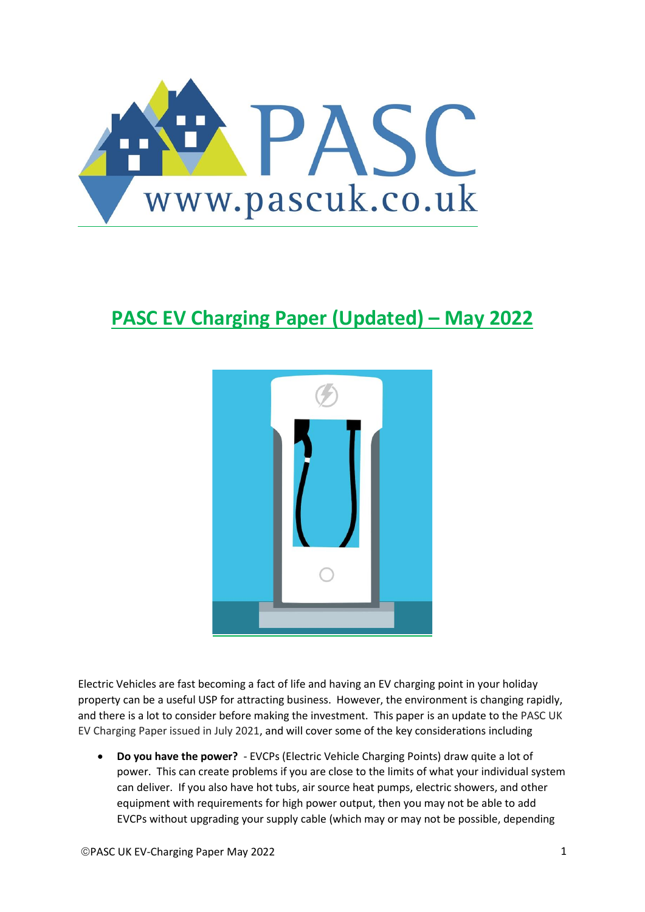# PASC EV Charging Paper (Updated) – May 2022

Electric Vehicles are fast becoming a fact of life and having an EV charging point in your holiday property can be a useful USP for attracting business. However, the environment is changing rapidly, and there is a lot to consider before making the investment. This paper is an update to the PASC UK EV Charging Paper issued in July 2021, and will cover some of the key considerations including

- **Do you have the power?** - EVCPs (Electric Vehicle Charging Points) draw quite a lot of power. This can create problems if you are close to the limits of what your individual system can deliver. If you also have hot tubs, air source heat pumps, electric showers, and other equipment with requirements for high power output, then you may not be able to add EVCPs without upgrading your supply cable (which may or may not be possible, depending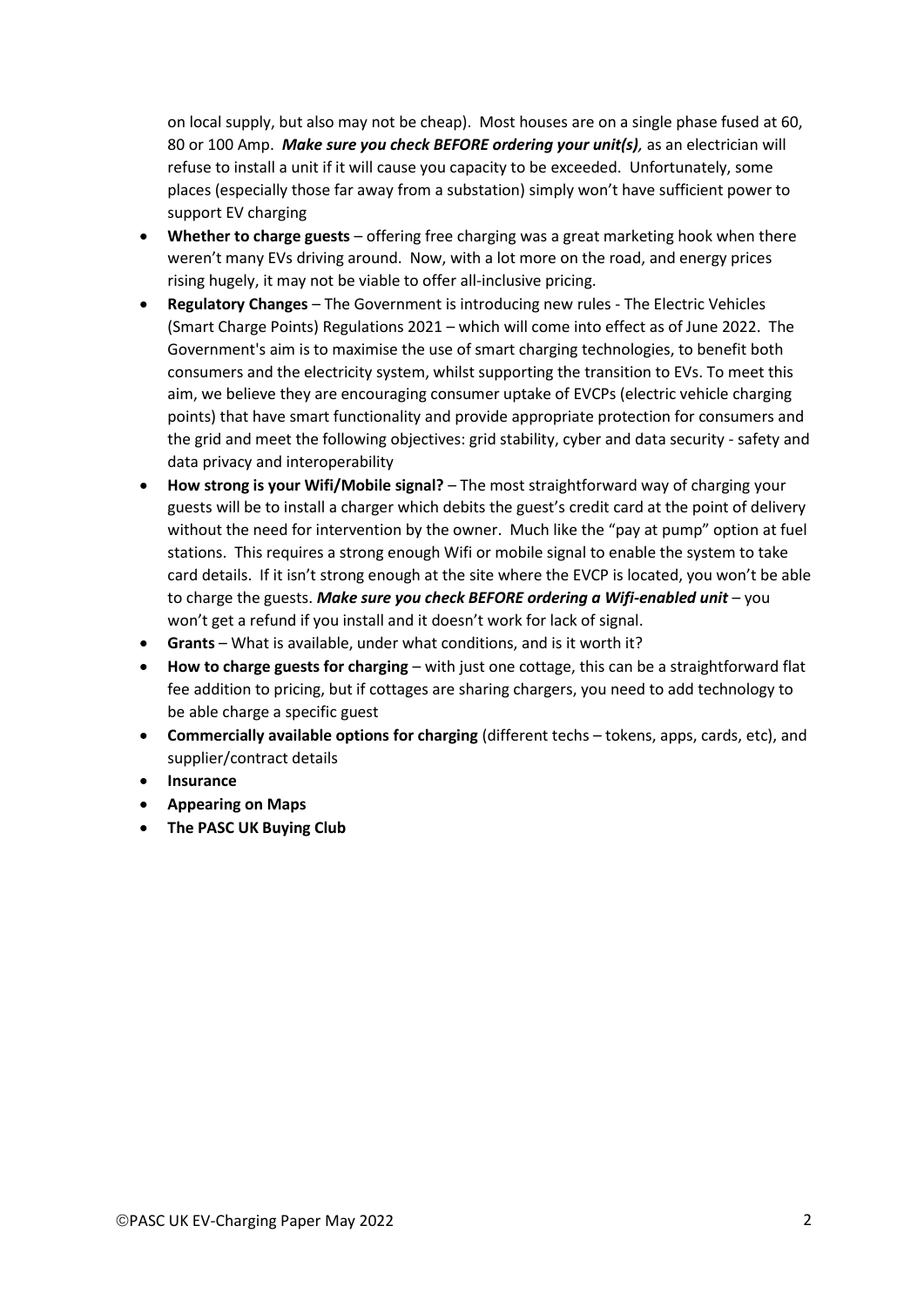on local supply, but also may not be cheap). Most houses are on a single phase fused at 60, 80 or 100 Amp. ***Make sure you check BEFORE ordering your unit(s)***, as an electrician will refuse to install a unit if it will cause you capacity to be exceeded. Unfortunately, some places (especially those far away from a substation) simply won't have sufficient power to support EV charging

- **Whether to charge guests** – offering free charging was a great marketing hook when there weren't many EVs driving around. Now, with a lot more on the road, and energy prices rising hugely, it may not be viable to offer all-inclusive pricing.
- **Regulatory Changes** – The Government is introducing new rules - The Electric Vehicles (Smart Charge Points) Regulations 2021 – which will come into effect as of June 2022. The Government's aim is to maximise the use of smart charging technologies, to benefit both consumers and the electricity system, whilst supporting the transition to EVs. To meet this aim, we believe they are encouraging consumer uptake of EVCPs (electric vehicle charging points) that have smart functionality and provide appropriate protection for consumers and the grid and meet the following objectives: grid stability, cyber and data security - safety and data privacy and interoperability
- **How strong is your Wifi/Mobile signal?** – The most straightforward way of charging your guests will be to install a charger which debits the guest's credit card at the point of delivery without the need for intervention by the owner. Much like the "pay at pump" option at fuel stations. This requires a strong enough Wifi or mobile signal to enable the system to take card details. If it isn't strong enough at the site where the EVCP is located, you won't be able to charge the guests. ***Make sure you check BEFORE ordering a Wifi-enabled unit*** – you won't get a refund if you install and it doesn't work for lack of signal.
- **Grants** – What is available, under what conditions, and is it worth it?
- **How to charge guests for charging** – with just one cottage, this can be a straightforward flat fee addition to pricing, but if cottages are sharing chargers, you need to add technology to be able charge a specific guest
- **Commercially available options for charging** (different techs – tokens, apps, cards, etc), and supplier/contract details
- **Insurance**
- **Appearing on Maps**
- **The PASC UK Buying Club**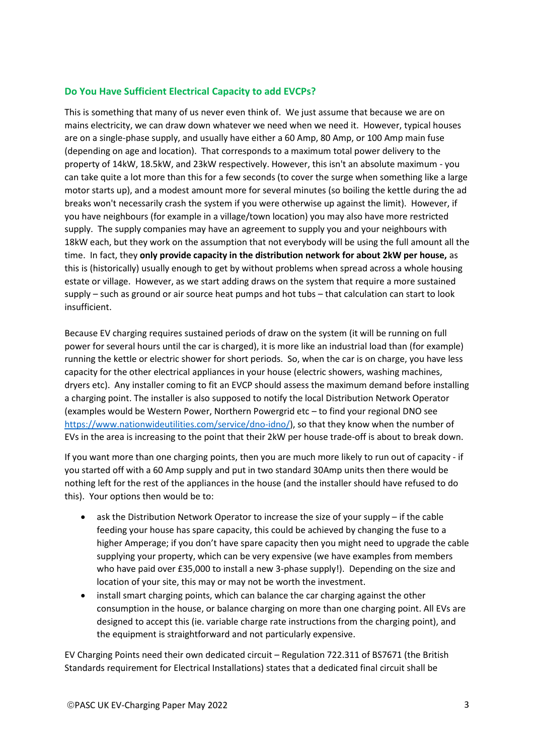### Do You Have Sufficient Electrical Capacity to add EVCPs?

This is something that many of us never even think of. We just assume that because we are on mains electricity, we can draw down whatever we need when we need it. However, typical houses are on a single-phase supply, and usually have either a 60 Amp, 80 Amp, or 100 Amp main fuse (depending on age and location). That corresponds to a maximum total power delivery to the property of 14kW, 18.5kW, and 23kW respectively. However, this isn't an absolute maximum - you can take quite a lot more than this for a few seconds (to cover the surge when something like a large motor starts up), and a modest amount more for several minutes (so boiling the kettle during the ad breaks won't necessarily crash the system if you were otherwise up against the limit). However, if you have neighbours (for example in a village/town location) you may also have more restricted supply. The supply companies may have an agreement to supply you and your neighbours with 18kW each, but they work on the assumption that not everybody will be using the full amount all the time. In fact, they **only provide capacity in the distribution network for about 2kW per house,** as this is (historically) usually enough to get by without problems when spread across a whole housing estate or village. However, as we start adding draws on the system that require a more sustained supply – such as ground or air source heat pumps and hot tubs – that calculation can start to look insufficient.

Because EV charging requires sustained periods of draw on the system (it will be running on full power for several hours until the car is charged), it is more like an industrial load than (for example) running the kettle or electric shower for short periods. So, when the car is on charge, you have less capacity for the other electrical appliances in your house (electric showers, washing machines, dryers etc). Any installer coming to fit an EVCP should assess the maximum demand before installing a charging point. The installer is also supposed to notify the local Distribution Network Operator (examples would be Western Power, Northern Powergrid etc – to find your regional DNO see https://www.nationwideutilities.com/service/dno-idno/), so that they know when the number of EVs in the area is increasing to the point that their 2kW per house trade-off is about to break down.

If you want more than one charging points, then you are much more likely to run out of capacity - if you started off with a 60 Amp supply and put in two standard 30Amp units then there would be nothing left for the rest of the appliances in the house (and the installer should have refused to do this). Your options then would be to:

- ask the Distribution Network Operator to increase the size of your supply – if the cable feeding your house has spare capacity, this could be achieved by changing the fuse to a higher Amperage; if you don't have spare capacity then you might need to upgrade the cable supplying your property, which can be very expensive (we have examples from members who have paid over £35,000 to install a new 3-phase supply!). Depending on the size and location of your site, this may or may not be worth the investment.
- install smart charging points, which can balance the car charging against the other consumption in the house, or balance charging on more than one charging point. All EVs are designed to accept this (ie. variable charge rate instructions from the charging point), and the equipment is straightforward and not particularly expensive.

EV Charging Points need their own dedicated circuit – Regulation 722.311 of BS7671 (the British Standards requirement for Electrical Installations) states that a dedicated final circuit shall be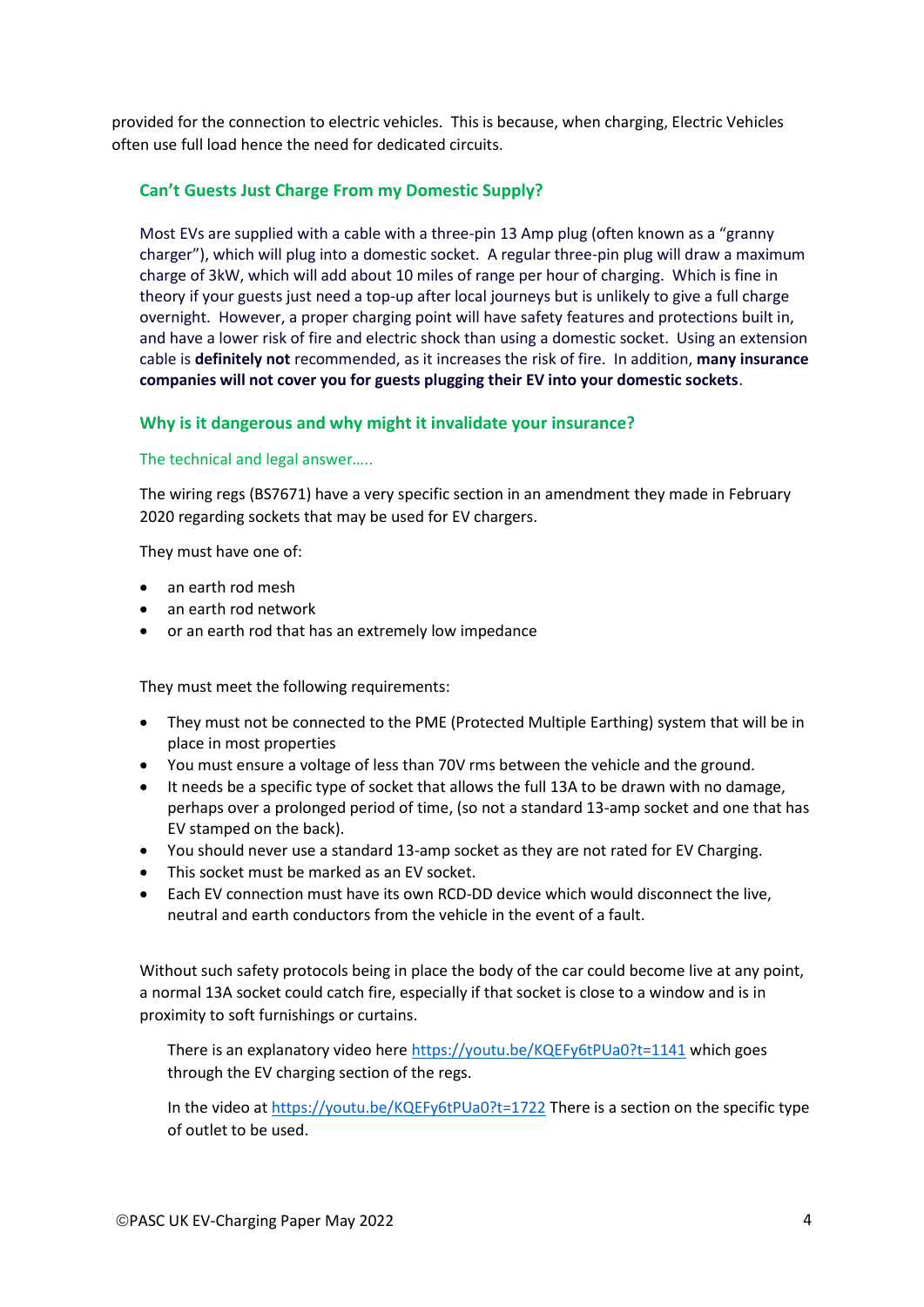provided for the connection to electric vehicles. This is because, when charging, Electric Vehicles often use full load hence the need for dedicated circuits.

### Can't Guests Just Charge From my Domestic Supply?

Most EVs are supplied with a cable with a three-pin 13 Amp plug (often known as a "granny charger"), which will plug into a domestic socket. A regular three-pin plug will draw a maximum charge of 3kW, which will add about 10 miles of range per hour of charging. Which is fine in theory if your guests just need a top-up after local journeys but is unlikely to give a full charge overnight. However, a proper charging point will have safety features and protections built in, and have a lower risk of fire and electric shock than using a domestic socket. Using an extension cable is **definitely not** recommended, as it increases the risk of fire. In addition, **many insurance companies will not cover you for guests plugging their EV into your domestic sockets**.

### Why is it dangerous and why might it invalidate your insurance?

#### The technical and legal answer…..

The wiring regs (BS7671) have a very specific section in an amendment they made in February 2020 regarding sockets that may be used for EV chargers.

They must have one of:

- an earth rod mesh
- an earth rod network
- or an earth rod that has an extremely low impedance

They must meet the following requirements:

- They must not be connected to the PME (Protected Multiple Earthing) system that will be in place in most properties
- You must ensure a voltage of less than 70V rms between the vehicle and the ground.
- It needs be a specific type of socket that allows the full 13A to be drawn with no damage, perhaps over a prolonged period of time, (so not a standard 13-amp socket and one that has EV stamped on the back).
- You should never use a standard 13-amp socket as they are not rated for EV Charging.
- This socket must be marked as an EV socket.
- Each EV connection must have its own RCD-DD device which would disconnect the live, neutral and earth conductors from the vehicle in the event of a fault.

Without such safety protocols being in place the body of the car could become live at any point, a normal 13A socket could catch fire, especially if that socket is close to a window and is in proximity to soft furnishings or curtains.

There is an explanatory video here https://youtu.be/KQEFy6tPUa0?t=1141 which goes through the EV charging section of the regs.

In the video at https://youtu.be/KQEFy6tPUa0?t=1722 There is a section on the specific type of outlet to be used.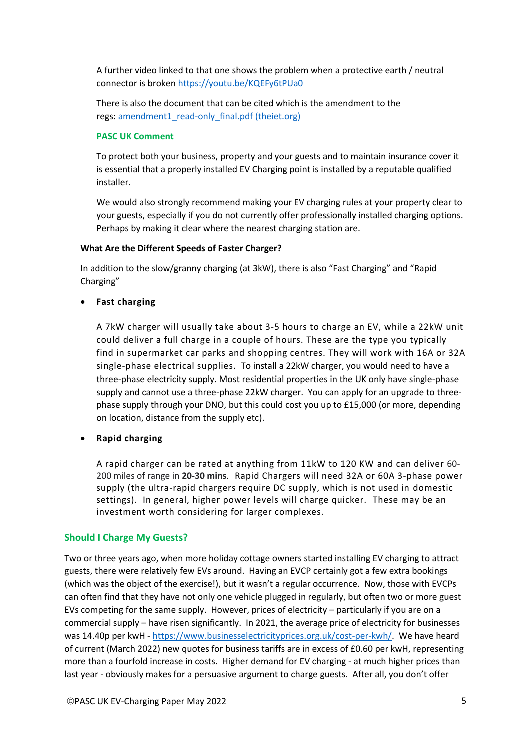A further video linked to that one shows the problem when a protective earth / neutral connector is broken [https://youtu.be/KQEFy6tPUa0](https://youtu.be/KQEFy6tPUa0)

There is also the document that can be cited which is the amendment to the regs: [amendment1_read-only_final.pdf (theiet.org)](amendment1_read-only_final.pdf)

**PASC UK Comment**

To protect both your business, property and your guests and to maintain insurance cover it is essential that a properly installed EV Charging point is installed by a reputable qualified installer.

We would also strongly recommend making your EV charging rules at your property clear to your guests, especially if you do not currently offer professionally installed charging options. Perhaps by making it clear where the nearest charging station are.

**What Are the Different Speeds of Faster Charger?**

In addition to the slow/granny charging (at 3kW), there is also "Fast Charging" and "Rapid Charging"

- **Fast charging**

  A 7kW charger will usually take about 3-5 hours to charge an EV, while a 22kW unit could deliver a full charge in a couple of hours. These are the type you typically find in supermarket car parks and shopping centres. They will work with 16A or 32A single-phase electrical supplies. To install a 22kW charger, you would need to have a three-phase electricity supply. Most residential properties in the UK only have single-phase supply and cannot use a three-phase 22kW charger. You can apply for an upgrade to three-phase supply through your DNO, but this could cost you up to £15,000 (or more, depending on location, distance from the supply etc).

- **Rapid charging**

  A rapid charger can be rated at anything from 11kW to 120 KW and can deliver 60-200 miles of range in **20-30 mins**. Rapid Chargers will need 32A or 60A 3-phase power supply (the ultra-rapid chargers require DC supply, which is not used in domestic settings). In general, higher power levels will charge quicker. These may be an investment worth considering for larger complexes.

## Should I Charge My Guests?

Two or three years ago, when more holiday cottage owners started installing EV charging to attract guests, there were relatively few EVs around. Having an EVCP certainly got a few extra bookings (which was the object of the exercise!), but it wasn't a regular occurrence. Now, those with EVCPs can often find that they have not only one vehicle plugged in regularly, but often two or more guest EVs competing for the same supply. However, prices of electricity – particularly if you are on a commercial supply – have risen significantly. In 2021, the average price of electricity for businesses was 14.40p per kwH - [https://www.businesselectricityprices.org.uk/cost-per-kwh/](https://www.businesselectricityprices.org.uk/cost-per-kwh/). We have heard of current (March 2022) new quotes for business tariffs are in excess of £0.60 per kwH, representing more than a fourfold increase in costs. Higher demand for EV charging - at much higher prices than last year - obviously makes for a persuasive argument to charge guests. After all, you don't offer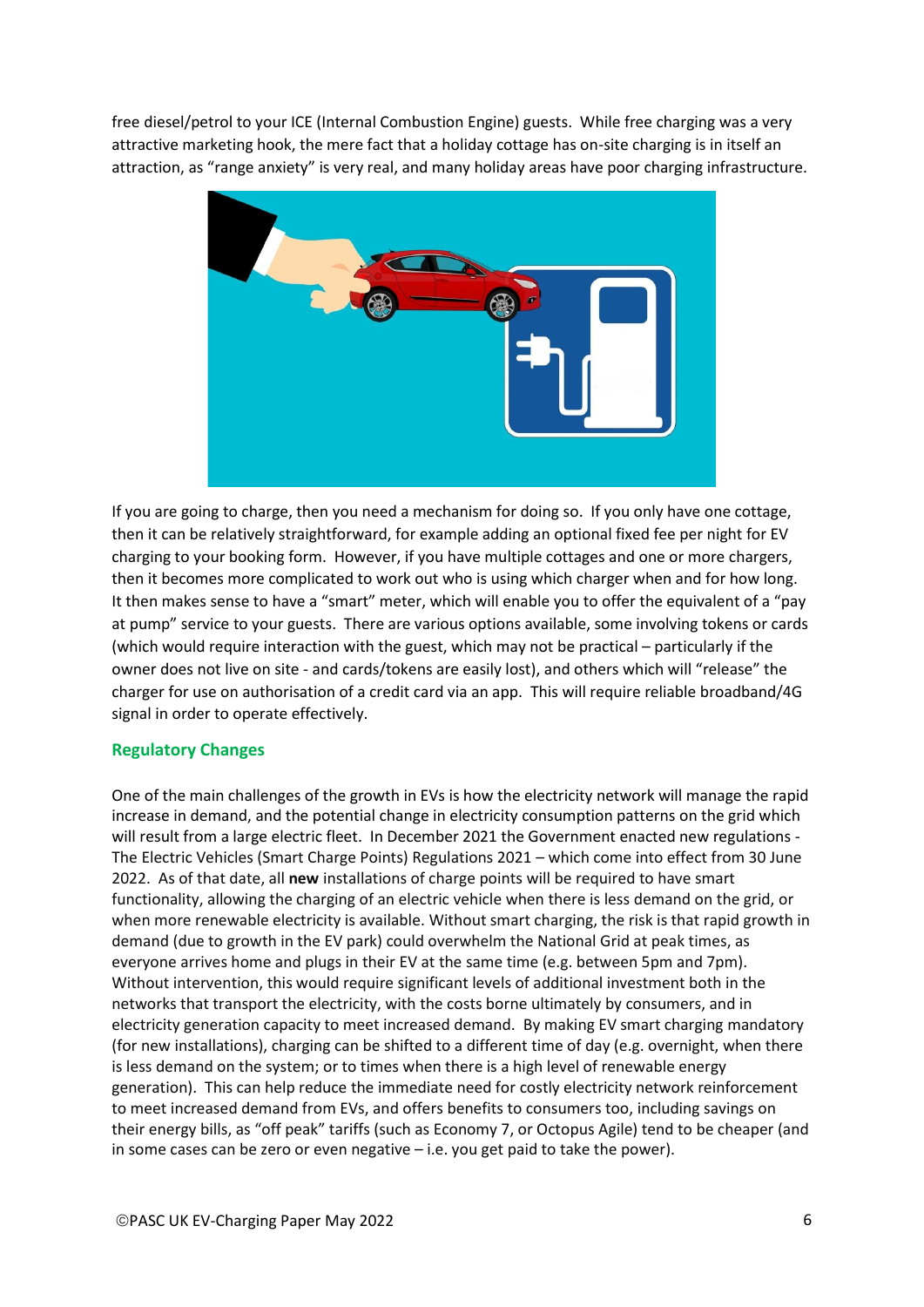free diesel/petrol to your ICE (Internal Combustion Engine) guests. While free charging was a very attractive marketing hook, the mere fact that a holiday cottage has on-site charging is in itself an attraction, as "range anxiety" is very real, and many holiday areas have poor charging infrastructure.

If you are going to charge, then you need a mechanism for doing so. If you only have one cottage, then it can be relatively straightforward, for example adding an optional fixed fee per night for EV charging to your booking form. However, if you have multiple cottages and one or more chargers, then it becomes more complicated to work out who is using which charger when and for how long. It then makes sense to have a "smart" meter, which will enable you to offer the equivalent of a "pay at pump" service to your guests. There are various options available, some involving tokens or cards (which would require interaction with the guest, which may not be practical – particularly if the owner does not live on site - and cards/tokens are easily lost), and others which will "release" the charger for use on authorisation of a credit card via an app. This will require reliable broadband/4G signal in order to operate effectively.

## Regulatory Changes

One of the main challenges of the growth in EVs is how the electricity network will manage the rapid increase in demand, and the potential change in electricity consumption patterns on the grid which will result from a large electric fleet. In December 2021 the Government enacted new regulations - The Electric Vehicles (Smart Charge Points) Regulations 2021 – which come into effect from 30 June 2022. As of that date, all **new** installations of charge points will be required to have smart functionality, allowing the charging of an electric vehicle when there is less demand on the grid, or when more renewable electricity is available. Without smart charging, the risk is that rapid growth in demand (due to growth in the EV park) could overwhelm the National Grid at peak times, as everyone arrives home and plugs in their EV at the same time (e.g. between 5pm and 7pm). Without intervention, this would require significant levels of additional investment both in the networks that transport the electricity, with the costs borne ultimately by consumers, and in electricity generation capacity to meet increased demand. By making EV smart charging mandatory (for new installations), charging can be shifted to a different time of day (e.g. overnight, when there is less demand on the system; or to times when there is a high level of renewable energy generation). This can help reduce the immediate need for costly electricity network reinforcement to meet increased demand from EVs, and offers benefits to consumers too, including savings on their energy bills, as "off peak" tariffs (such as Economy 7, or Octopus Agile) tend to be cheaper (and in some cases can be zero or even negative – i.e. you get paid to take the power).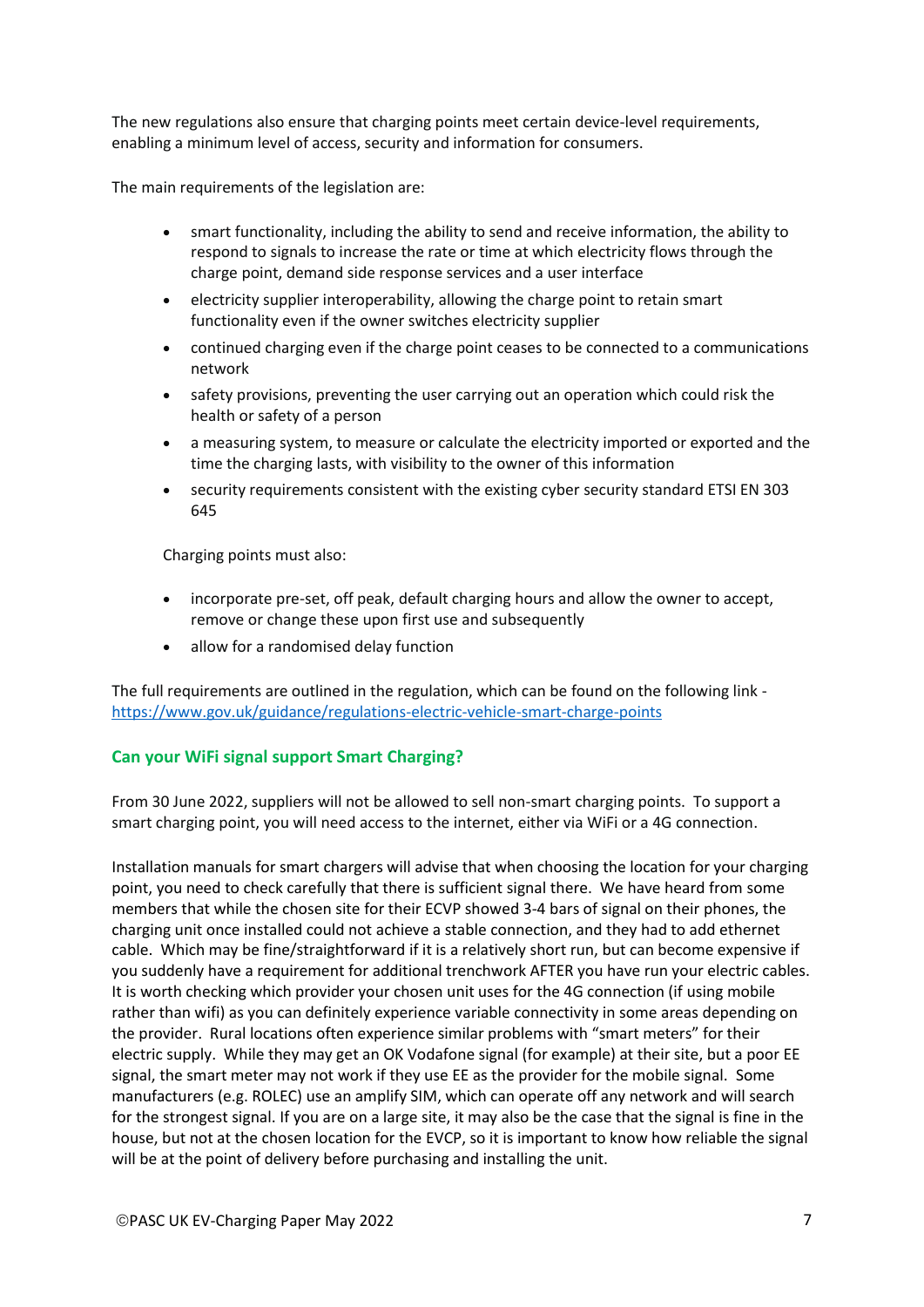The new regulations also ensure that charging points meet certain device-level requirements, enabling a minimum level of access, security and information for consumers.

The main requirements of the legislation are:

- smart functionality, including the ability to send and receive information, the ability to respond to signals to increase the rate or time at which electricity flows through the charge point, demand side response services and a user interface
- electricity supplier interoperability, allowing the charge point to retain smart functionality even if the owner switches electricity supplier
- continued charging even if the charge point ceases to be connected to a communications network
- safety provisions, preventing the user carrying out an operation which could risk the health or safety of a person
- a measuring system, to measure or calculate the electricity imported or exported and the time the charging lasts, with visibility to the owner of this information
- security requirements consistent with the existing cyber security standard ETSI EN 303 645

Charging points must also:

- incorporate pre-set, off peak, default charging hours and allow the owner to accept, remove or change these upon first use and subsequently
- allow for a randomised delay function

The full requirements are outlined in the regulation, which can be found on the following link - https://www.gov.uk/guidance/regulations-electric-vehicle-smart-charge-points

## Can your WiFi signal support Smart Charging?

From 30 June 2022, suppliers will not be allowed to sell non-smart charging points. To support a smart charging point, you will need access to the internet, either via WiFi or a 4G connection.

Installation manuals for smart chargers will advise that when choosing the location for your charging point, you need to check carefully that there is sufficient signal there. We have heard from some members that while the chosen site for their ECVP showed 3-4 bars of signal on their phones, the charging unit once installed could not achieve a stable connection, and they had to add ethernet cable. Which may be fine/straightforward if it is a relatively short run, but can become expensive if you suddenly have a requirement for additional trenchwork AFTER you have run your electric cables. It is worth checking which provider your chosen unit uses for the 4G connection (if using mobile rather than wifi) as you can definitely experience variable connectivity in some areas depending on the provider. Rural locations often experience similar problems with "smart meters" for their electric supply. While they may get an OK Vodafone signal (for example) at their site, but a poor EE signal, the smart meter may not work if they use EE as the provider for the mobile signal. Some manufacturers (e.g. ROLEC) use an amplify SIM, which can operate off any network and will search for the strongest signal. If you are on a large site, it may also be the case that the signal is fine in the house, but not at the chosen location for the EVCP, so it is important to know how reliable the signal will be at the point of delivery before purchasing and installing the unit.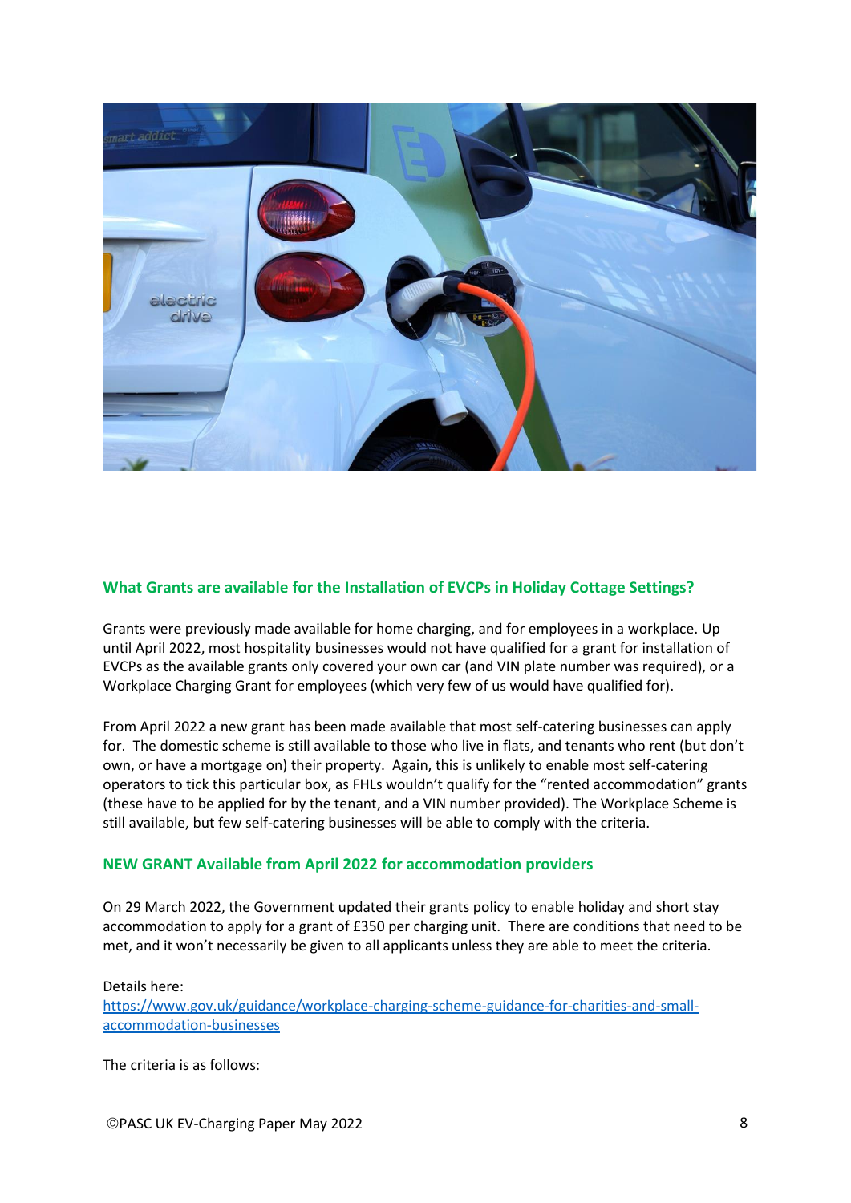## What Grants are available for the Installation of EVCPs in Holiday Cottage Settings?

Grants were previously made available for home charging, and for employees in a workplace. Up until April 2022, most hospitality businesses would not have qualified for a grant for installation of EVCPs as the available grants only covered your own car (and VIN plate number was required), or a Workplace Charging Grant for employees (which very few of us would have qualified for).

From April 2022 a new grant has been made available that most self-catering businesses can apply for. The domestic scheme is still available to those who live in flats, and tenants who rent (but don't own, or have a mortgage on) their property. Again, this is unlikely to enable most self-catering operators to tick this particular box, as FHLs wouldn't qualify for the "rented accommodation" grants (these have to be applied for by the tenant, and a VIN number provided). The Workplace Scheme is still available, but few self-catering businesses will be able to comply with the criteria.

## NEW GRANT Available from April 2022 for accommodation providers

On 29 March 2022, the Government updated their grants policy to enable holiday and short stay accommodation to apply for a grant of £350 per charging unit. There are conditions that need to be met, and it won't necessarily be given to all applicants unless they are able to meet the criteria.

Details here:
https://www.gov.uk/guidance/workplace-charging-scheme-guidance-for-charities-and-small-accommodation-businesses

The criteria is as follows: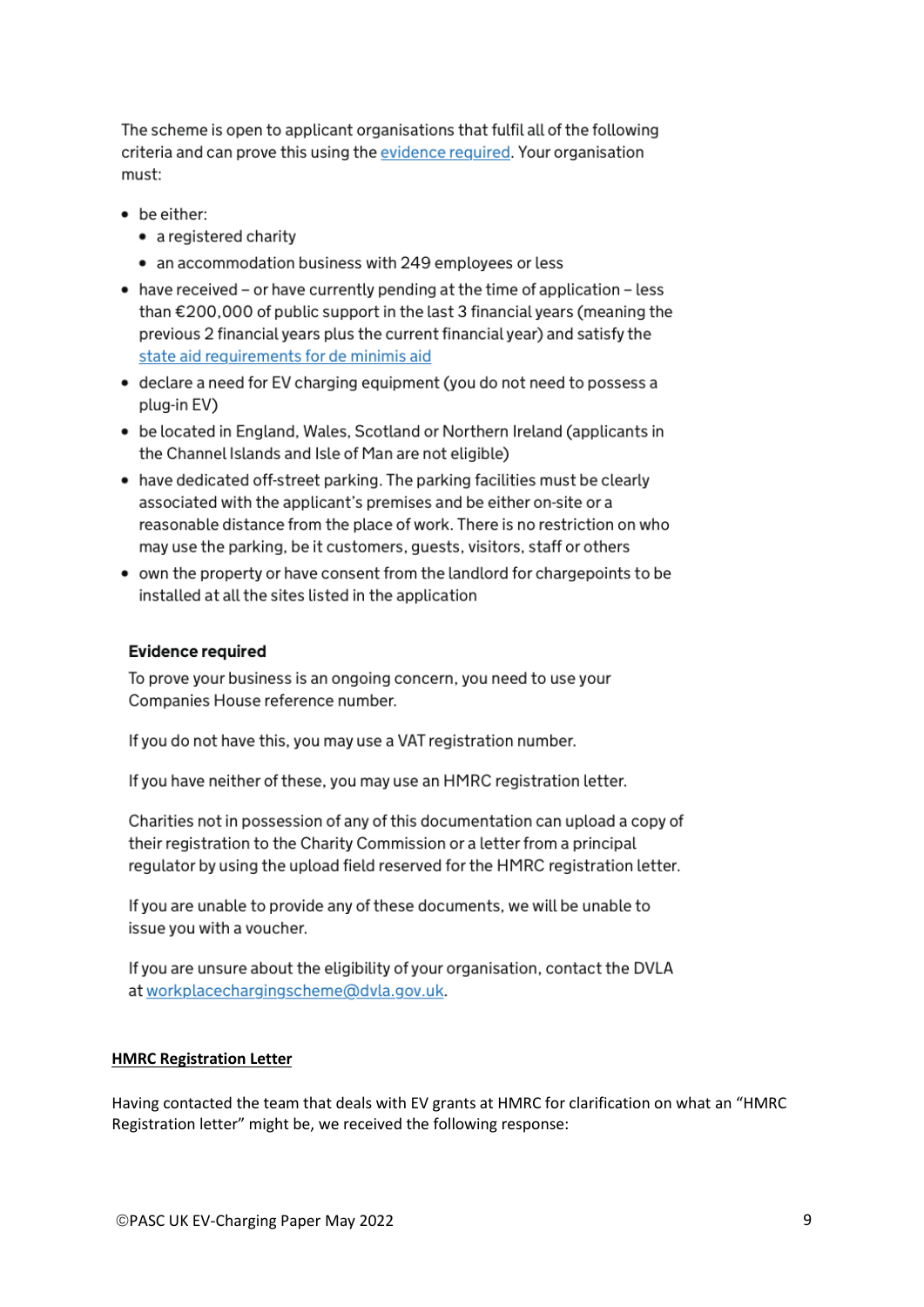The scheme is open to applicant organisations that fulfil all of the following criteria and can prove this using the [evidence required](). Your organisation must:

- be either:
  - a registered charity
  - an accommodation business with 249 employees or less
- have received – or have currently pending at the time of application – less than €200,000 of public support in the last 3 financial years (meaning the previous 2 financial years plus the current financial year) and satisfy the [state aid requirements for de minimis aid]()
- declare a need for EV charging equipment (you do not need to possess a plug-in EV)
- be located in England, Wales, Scotland or Northern Ireland (applicants in the Channel Islands and Isle of Man are not eligible)
- have dedicated off-street parking. The parking facilities must be clearly associated with the applicant's premises and be either on-site or a reasonable distance from the place of work. There is no restriction on who may use the parking, be it customers, guests, visitors, staff or others
- own the property or have consent from the landlord for chargepoints to be installed at all the sites listed in the application

### Evidence required

To prove your business is an ongoing concern, you need to use your Companies House reference number.

If you do not have this, you may use a VAT registration number.

If you have neither of these, you may use an HMRC registration letter.

Charities not in possession of any of this documentation can upload a copy of their registration to the Charity Commission or a letter from a principal regulator by using the upload field reserved for the HMRC registration letter.

If you are unable to provide any of these documents, we will be unable to issue you with a voucher.

If you are unsure about the eligibility of your organisation, contact the DVLA at [workplacechargingscheme@dvla.gov.uk]().

**HMRC Registration Letter**

Having contacted the team that deals with EV grants at HMRC for clarification on what an "HMRC Registration letter" might be, we received the following response: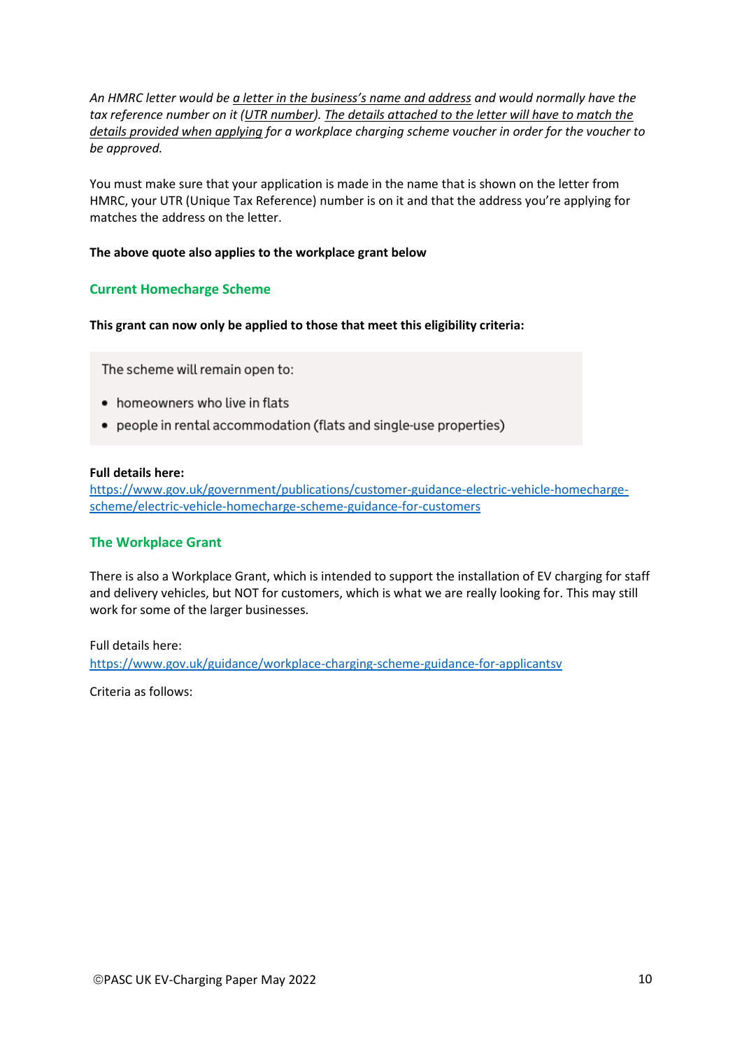*An HMRC letter would be a letter in the business's name and address and would normally have the tax reference number on it (UTR number). The details attached to the letter will have to match the details provided when applying for a workplace charging scheme voucher in order for the voucher to be approved.*

You must make sure that your application is made in the name that is shown on the letter from HMRC, your UTR (Unique Tax Reference) number is on it and that the address you're applying for matches the address on the letter.

**The above quote also applies to the workplace grant below**

## Current Homecharge Scheme

**This grant can now only be applied to those that meet this eligibility criteria:**

> The scheme will remain open to:
>
> - homeowners who live in flats
> - people in rental accommodation (flats and single-use properties)

**Full details here:**
https://www.gov.uk/government/publications/customer-guidance-electric-vehicle-homecharge-scheme/electric-vehicle-homecharge-scheme-guidance-for-customers

## The Workplace Grant

There is also a Workplace Grant, which is intended to support the installation of EV charging for staff and delivery vehicles, but NOT for customers, which is what we are really looking for. This may still work for some of the larger businesses.

Full details here:
https://www.gov.uk/guidance/workplace-charging-scheme-guidance-for-applicantsv

Criteria as follows: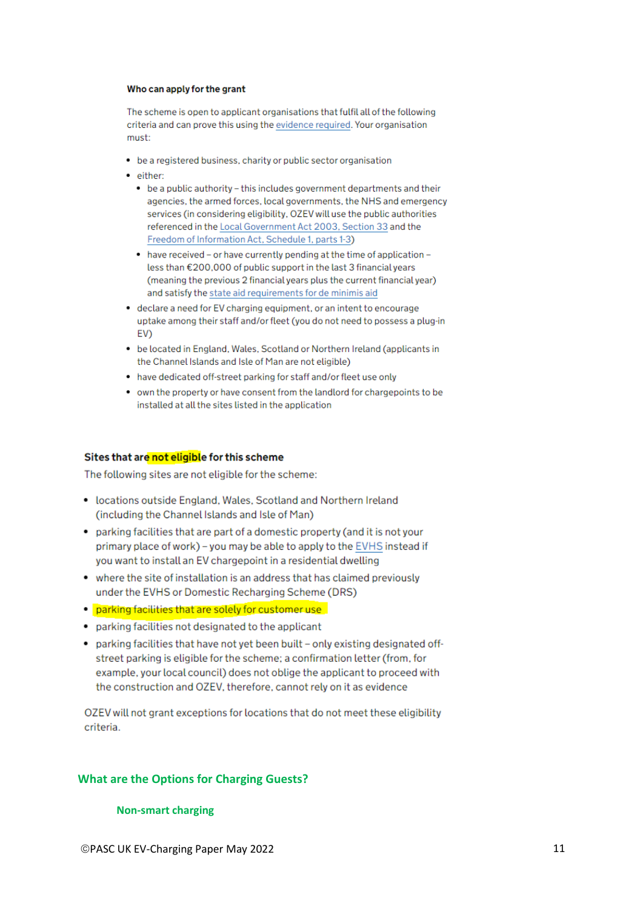**Who can apply for the grant**

The scheme is open to applicant organisations that fulfil all of the following criteria and can prove this using the evidence required. Your organisation must:

- be a registered business, charity or public sector organisation
- either:
  - be a public authority – this includes government departments and their agencies, the armed forces, local governments, the NHS and emergency services (in considering eligibility, OZEV will use the public authorities referenced in the Local Government Act 2003, Section 33 and the Freedom of Information Act, Schedule 1, parts 1-3)
  - have received – or have currently pending at the time of application – less than €200,000 of public support in the last 3 financial years (meaning the previous 2 financial years plus the current financial year) and satisfy the state aid requirements for de minimis aid
- declare a need for EV charging equipment, or an intent to encourage uptake among their staff and/or fleet (you do not need to possess a plug-in EV)
- be located in England, Wales, Scotland or Northern Ireland (applicants in the Channel Islands and Isle of Man are not eligible)
- have dedicated off-street parking for staff and/or fleet use only
- own the property or have consent from the landlord for chargepoints to be installed at all the sites listed in the application

### Sites that are not eligible for this scheme

The following sites are not eligible for the scheme:

- locations outside England, Wales, Scotland and Northern Ireland (including the Channel Islands and Isle of Man)
- parking facilities that are part of a domestic property (and it is not your primary place of work) – you may be able to apply to the EVHS instead if you want to install an EV chargepoint in a residential dwelling
- where the site of installation is an address that has claimed previously under the EVHS or Domestic Recharging Scheme (DRS)
- parking facilities that are solely for customer use
- parking facilities not designated to the applicant
- parking facilities that have not yet been built – only existing designated off-street parking is eligible for the scheme; a confirmation letter (from, for example, your local council) does not oblige the applicant to proceed with the construction and OZEV, therefore, cannot rely on it as evidence

OZEV will not grant exceptions for locations that do not meet these eligibility criteria.

## What are the Options for Charging Guests?

### Non-smart charging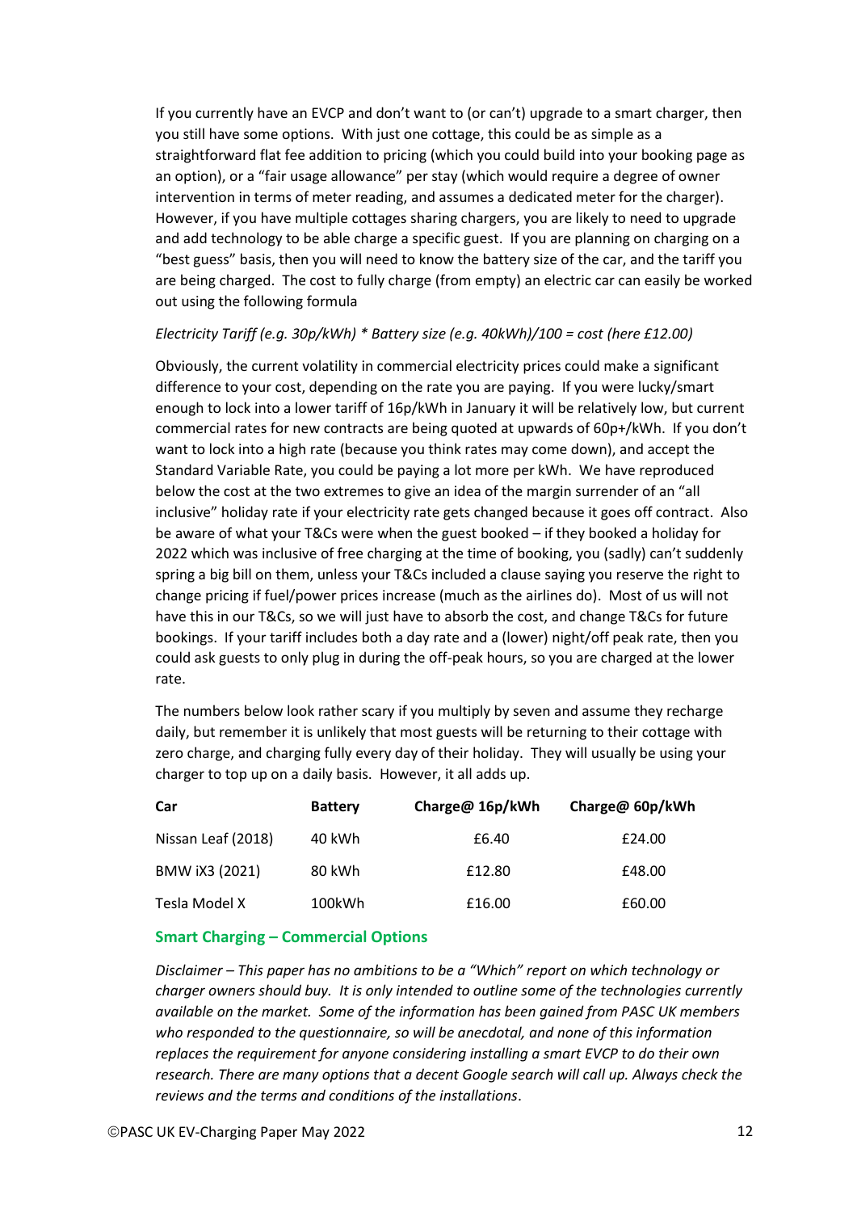If you currently have an EVCP and don't want to (or can't) upgrade to a smart charger, then you still have some options. With just one cottage, this could be as simple as a straightforward flat fee addition to pricing (which you could build into your booking page as an option), or a "fair usage allowance" per stay (which would require a degree of owner intervention in terms of meter reading, and assumes a dedicated meter for the charger). However, if you have multiple cottages sharing chargers, you are likely to need to upgrade and add technology to be able charge a specific guest. If you are planning on charging on a "best guess" basis, then you will need to know the battery size of the car, and the tariff you are being charged. The cost to fully charge (from empty) an electric car can easily be worked out using the following formula

*Electricity Tariff (e.g. 30p/kWh) * Battery size (e.g. 40kWh)/100 = cost (here £12.00)*

Obviously, the current volatility in commercial electricity prices could make a significant difference to your cost, depending on the rate you are paying. If you were lucky/smart enough to lock into a lower tariff of 16p/kWh in January it will be relatively low, but current commercial rates for new contracts are being quoted at upwards of 60p+/kWh. If you don't want to lock into a high rate (because you think rates may come down), and accept the Standard Variable Rate, you could be paying a lot more per kWh. We have reproduced below the cost at the two extremes to give an idea of the margin surrender of an "all inclusive" holiday rate if your electricity rate gets changed because it goes off contract. Also be aware of what your T&Cs were when the guest booked – if they booked a holiday for 2022 which was inclusive of free charging at the time of booking, you (sadly) can't suddenly spring a big bill on them, unless your T&Cs included a clause saying you reserve the right to change pricing if fuel/power prices increase (much as the airlines do). Most of us will not have this in our T&Cs, so we will just have to absorb the cost, and change T&Cs for future bookings. If your tariff includes both a day rate and a (lower) night/off peak rate, then you could ask guests to only plug in during the off-peak hours, so you are charged at the lower rate.

The numbers below look rather scary if you multiply by seven and assume they recharge daily, but remember it is unlikely that most guests will be returning to their cottage with zero charge, and charging fully every day of their holiday. They will usually be using your charger to top up on a daily basis. However, it all adds up.

| Car | Battery | Charge@ 16p/kWh | Charge@ 60p/kWh |
|---|---|---|---|
| Nissan Leaf (2018) | 40 kWh | £6.40 | £24.00 |
| BMW iX3 (2021) | 80 kWh | £12.80 | £48.00 |
| Tesla Model X | 100kWh | £16.00 | £60.00 |

### Smart Charging – Commercial Options

*Disclaimer – This paper has no ambitions to be a "Which" report on which technology or charger owners should buy. It is only intended to outline some of the technologies currently available on the market. Some of the information has been gained from PASC UK members who responded to the questionnaire, so will be anecdotal, and none of this information replaces the requirement for anyone considering installing a smart EVCP to do their own research. There are many options that a decent Google search will call up. Always check the reviews and the terms and conditions of the installations.*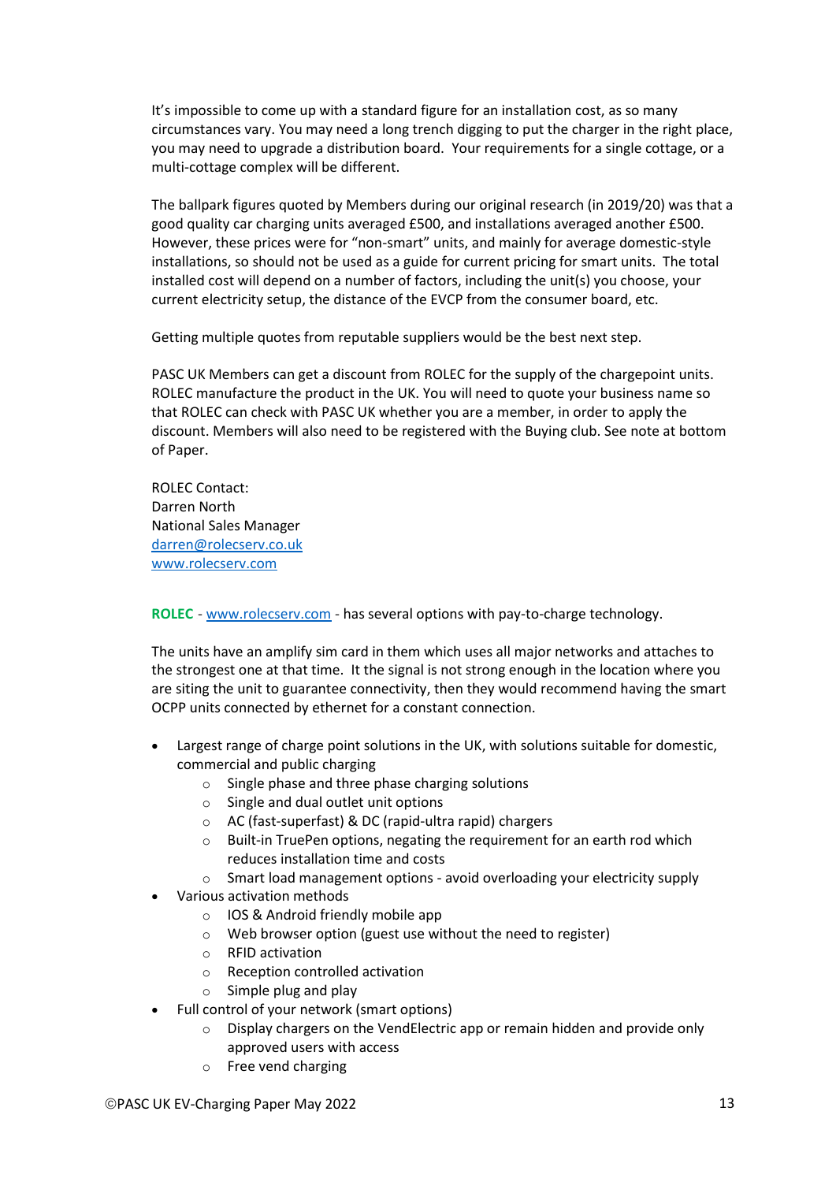It's impossible to come up with a standard figure for an installation cost, as so many circumstances vary. You may need a long trench digging to put the charger in the right place, you may need to upgrade a distribution board. Your requirements for a single cottage, or a multi-cottage complex will be different.

The ballpark figures quoted by Members during our original research (in 2019/20) was that a good quality car charging units averaged £500, and installations averaged another £500. However, these prices were for "non-smart" units, and mainly for average domestic-style installations, so should not be used as a guide for current pricing for smart units. The total installed cost will depend on a number of factors, including the unit(s) you choose, your current electricity setup, the distance of the EVCP from the consumer board, etc.

Getting multiple quotes from reputable suppliers would be the best next step.

PASC UK Members can get a discount from ROLEC for the supply of the chargepoint units. ROLEC manufacture the product in the UK. You will need to quote your business name so that ROLEC can check with PASC UK whether you are a member, in order to apply the discount. Members will also need to be registered with the Buying club. See note at bottom of Paper.

ROLEC Contact:
Darren North
National Sales Manager
darren@rolecserv.co.uk
www.rolecserv.com

**ROLEC** - www.rolecserv.com - has several options with pay-to-charge technology.

The units have an amplify sim card in them which uses all major networks and attaches to the strongest one at that time. It the signal is not strong enough in the location where you are siting the unit to guarantee connectivity, then they would recommend having the smart OCPP units connected by ethernet for a constant connection.

- Largest range of charge point solutions in the UK, with solutions suitable for domestic, commercial and public charging
  - Single phase and three phase charging solutions
  - Single and dual outlet unit options
  - AC (fast-superfast) & DC (rapid-ultra rapid) chargers
  - Built-in TruePen options, negating the requirement for an earth rod which reduces installation time and costs
  - Smart load management options - avoid overloading your electricity supply
- Various activation methods
  - IOS & Android friendly mobile app
  - Web browser option (guest use without the need to register)
  - RFID activation
  - Reception controlled activation
  - Simple plug and play
- Full control of your network (smart options)
  - Display chargers on the VendElectric app or remain hidden and provide only approved users with access
  - Free vend charging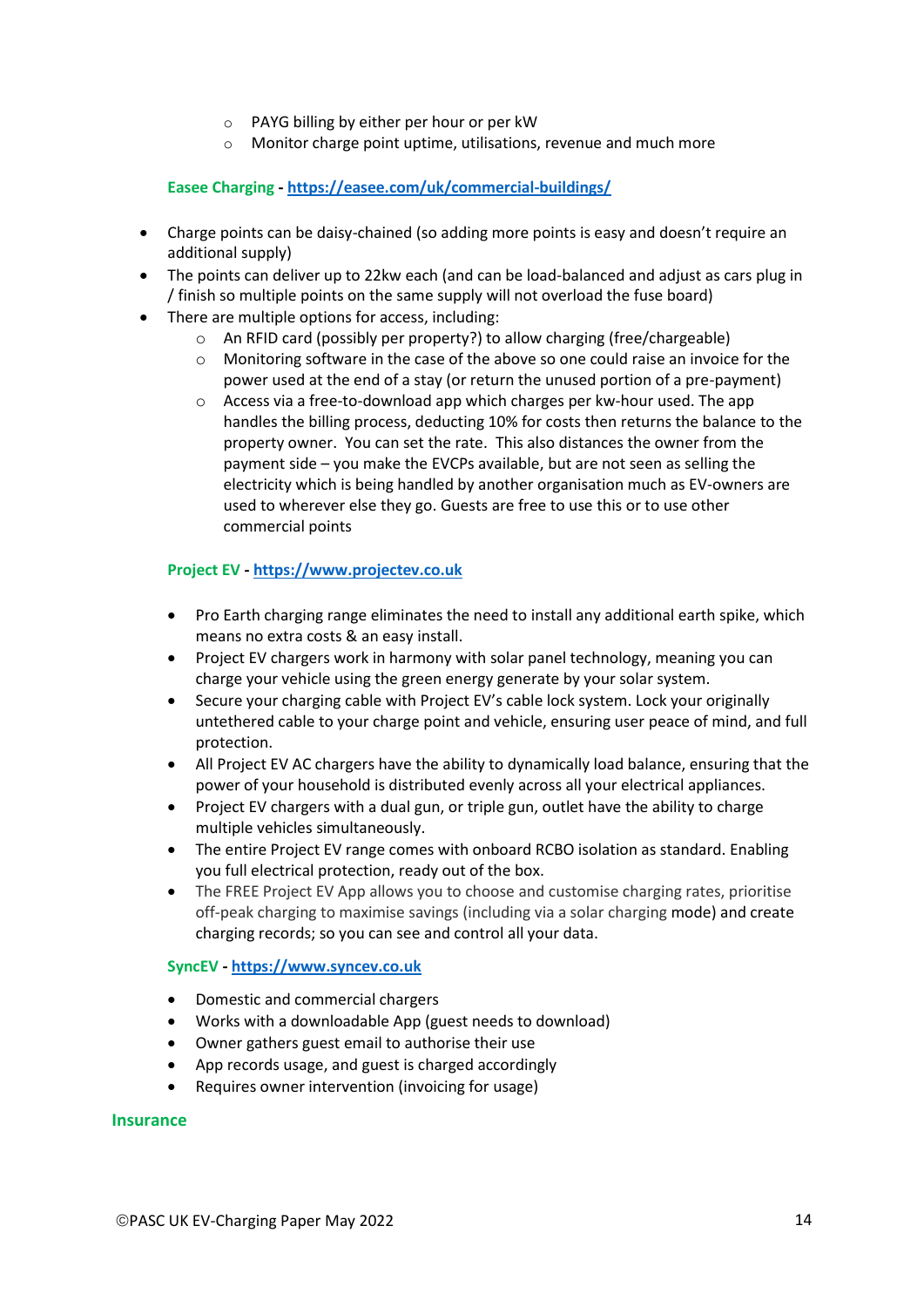- PAYG billing by either per hour or per kW
    - Monitor charge point uptime, utilisations, revenue and much more

**Easee Charging - [https://easee.com/uk/commercial-buildings/](https://easee.com/uk/commercial-buildings/)**

- Charge points can be daisy-chained (so adding more points is easy and doesn't require an additional supply)
- The points can deliver up to 22kw each (and can be load-balanced and adjust as cars plug in / finish so multiple points on the same supply will not overload the fuse board)
- There are multiple options for access, including:
    - An RFID card (possibly per property?) to allow charging (free/chargeable)
    - Monitoring software in the case of the above so one could raise an invoice for the power used at the end of a stay (or return the unused portion of a pre-payment)
    - Access via a free-to-download app which charges per kw-hour used. The app handles the billing process, deducting 10% for costs then returns the balance to the property owner. You can set the rate. This also distances the owner from the payment side – you make the EVCPs available, but are not seen as selling the electricity which is being handled by another organisation much as EV-owners are used to wherever else they go. Guests are free to use this or to use other commercial points

**Project EV - [https://www.projectev.co.uk](https://www.projectev.co.uk)**

- Pro Earth charging range eliminates the need to install any additional earth spike, which means no extra costs & an easy install.
- Project EV chargers work in harmony with solar panel technology, meaning you can charge your vehicle using the green energy generate by your solar system.
- Secure your charging cable with Project EV's cable lock system. Lock your originally untethered cable to your charge point and vehicle, ensuring user peace of mind, and full protection.
- All Project EV AC chargers have the ability to dynamically load balance, ensuring that the power of your household is distributed evenly across all your electrical appliances.
- Project EV chargers with a dual gun, or triple gun, outlet have the ability to charge multiple vehicles simultaneously.
- The entire Project EV range comes with onboard RCBO isolation as standard. Enabling you full electrical protection, ready out of the box.
- The FREE Project EV App allows you to choose and customise charging rates, prioritise off-peak charging to maximise savings (including via a solar charging mode) and create charging records; so you can see and control all your data.

**SyncEV - [https://www.syncev.co.uk](https://www.syncev.co.uk)**

- Domestic and commercial chargers
- Works with a downloadable App (guest needs to download)
- Owner gathers guest email to authorise their use
- App records usage, and guest is charged accordingly
- Requires owner intervention (invoicing for usage)

## Insurance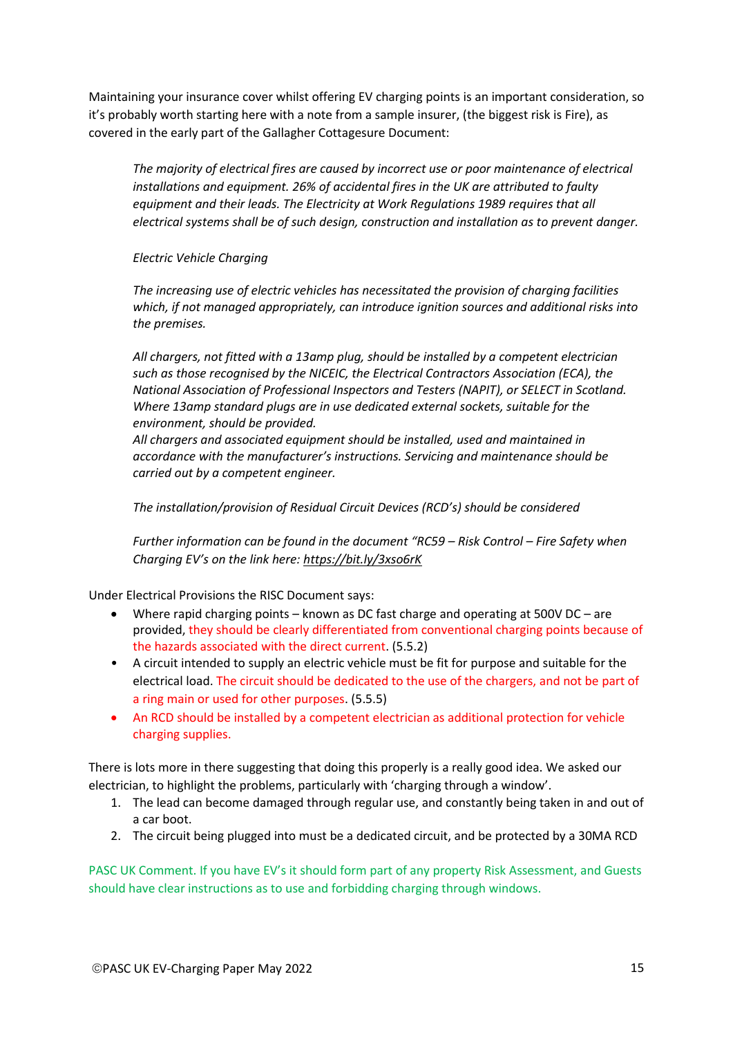Maintaining your insurance cover whilst offering EV charging points is an important consideration, so it's probably worth starting here with a note from a sample insurer, (the biggest risk is Fire), as covered in the early part of the Gallagher Cottagesure Document:

> *The majority of electrical fires are caused by incorrect use or poor maintenance of electrical installations and equipment. 26% of accidental fires in the UK are attributed to faulty equipment and their leads. The Electricity at Work Regulations 1989 requires that all electrical systems shall be of such design, construction and installation as to prevent danger.*
>
> *Electric Vehicle Charging*
>
> *The increasing use of electric vehicles has necessitated the provision of charging facilities which, if not managed appropriately, can introduce ignition sources and additional risks into the premises.*
>
> *All chargers, not fitted with a 13amp plug, should be installed by a competent electrician such as those recognised by the NICEIC, the Electrical Contractors Association (ECA), the National Association of Professional Inspectors and Testers (NAPIT), or SELECT in Scotland. Where 13amp standard plugs are in use dedicated external sockets, suitable for the environment, should be provided.*
> *All chargers and associated equipment should be installed, used and maintained in accordance with the manufacturer's instructions. Servicing and maintenance should be carried out by a competent engineer.*
>
> *The installation/provision of Residual Circuit Devices (RCD's) should be considered*
>
> *Further information can be found in the document "RC59 – Risk Control – Fire Safety when Charging EV's on the link here: https://bit.ly/3xso6rK*

Under Electrical Provisions the RISC Document says:

- Where rapid charging points – known as DC fast charge and operating at 500V DC – are provided, they should be clearly differentiated from conventional charging points because of the hazards associated with the direct current. (5.5.2)
- A circuit intended to supply an electric vehicle must be fit for purpose and suitable for the electrical load. The circuit should be dedicated to the use of the chargers, and not be part of a ring main or used for other purposes. (5.5.5)
- An RCD should be installed by a competent electrician as additional protection for vehicle charging supplies.

There is lots more in there suggesting that doing this properly is a really good idea. We asked our electrician, to highlight the problems, particularly with 'charging through a window'.

1. The lead can become damaged through regular use, and constantly being taken in and out of a car boot.
2. The circuit being plugged into must be a dedicated circuit, and be protected by a 30MA RCD

PASC UK Comment. If you have EV's it should form part of any property Risk Assessment, and Guests should have clear instructions as to use and forbidding charging through windows.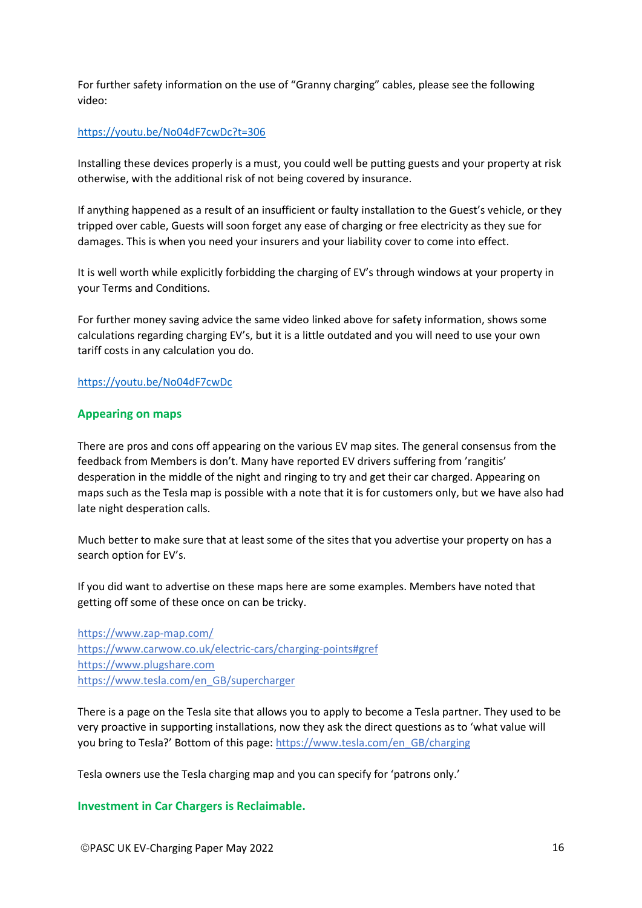For further safety information on the use of “Granny charging” cables, please see the following video:

https://youtu.be/No04dF7cwDc?t=306

Installing these devices properly is a must, you could well be putting guests and your property at risk otherwise, with the additional risk of not being covered by insurance.

If anything happened as a result of an insufficient or faulty installation to the Guest’s vehicle, or they tripped over cable, Guests will soon forget any ease of charging or free electricity as they sue for damages. This is when you need your insurers and your liability cover to come into effect.

It is well worth while explicitly forbidding the charging of EV’s through windows at your property in your Terms and Conditions.

For further money saving advice the same video linked above for safety information, shows some calculations regarding charging EV’s, but it is a little outdated and you will need to use your own tariff costs in any calculation you do.

https://youtu.be/No04dF7cwDc

## Appearing on maps

There are pros and cons off appearing on the various EV map sites. The general consensus from the feedback from Members is don’t. Many have reported EV drivers suffering from ‘rangitis’ desperation in the middle of the night and ringing to try and get their car charged. Appearing on maps such as the Tesla map is possible with a note that it is for customers only, but we have also had late night desperation calls.

Much better to make sure that at least some of the sites that you advertise your property on has a search option for EV’s.

If you did want to advertise on these maps here are some examples. Members have noted that getting off some of these once on can be tricky.

https://www.zap-map.com/
https://www.carwow.co.uk/electric-cars/charging-points#gref
https://www.plugshare.com
https://www.tesla.com/en_GB/supercharger

There is a page on the Tesla site that allows you to apply to become a Tesla partner. They used to be very proactive in supporting installations, now they ask the direct questions as to ‘what value will you bring to Tesla?’ Bottom of this page: https://www.tesla.com/en_GB/charging

Tesla owners use the Tesla charging map and you can specify for ‘patrons only.’

## Investment in Car Chargers is Reclaimable.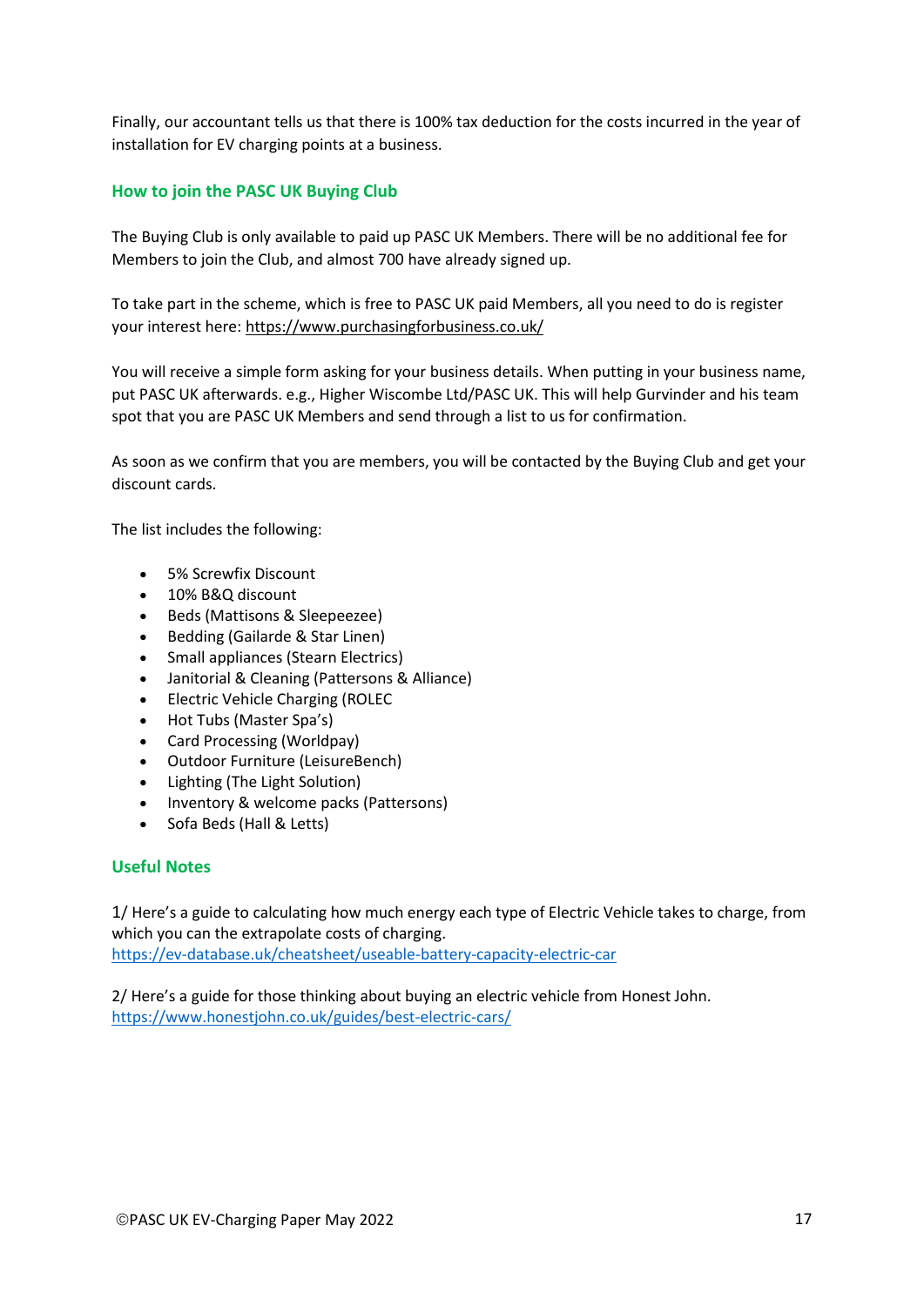Finally, our accountant tells us that there is 100% tax deduction for the costs incurred in the year of installation for EV charging points at a business.

## How to join the PASC UK Buying Club

The Buying Club is only available to paid up PASC UK Members. There will be no additional fee for Members to join the Club, and almost 700 have already signed up.

To take part in the scheme, which is free to PASC UK paid Members, all you need to do is register your interest here: https://www.purchasingforbusiness.co.uk/

You will receive a simple form asking for your business details. When putting in your business name, put PASC UK afterwards. e.g., Higher Wiscombe Ltd/PASC UK. This will help Gurvinder and his team spot that you are PASC UK Members and send through a list to us for confirmation.

As soon as we confirm that you are members, you will be contacted by the Buying Club and get your discount cards.

The list includes the following:

- 5% Screwfix Discount
- 10% B&Q discount
- Beds (Mattisons & Sleepeezee)
- Bedding (Gailarde & Star Linen)
- Small appliances (Stearn Electrics)
- Janitorial & Cleaning (Pattersons & Alliance)
- Electric Vehicle Charging (ROLEC
- Hot Tubs (Master Spa's)
- Card Processing (Worldpay)
- Outdoor Furniture (LeisureBench)
- Lighting (The Light Solution)
- Inventory & welcome packs (Pattersons)
- Sofa Beds (Hall & Letts)

## Useful Notes

1/ Here's a guide to calculating how much energy each type of Electric Vehicle takes to charge, from which you can the extrapolate costs of charging.
https://ev-database.uk/cheatsheet/useable-battery-capacity-electric-car

2/ Here's a guide for those thinking about buying an electric vehicle from Honest John.
https://www.honestjohn.co.uk/guides/best-electric-cars/